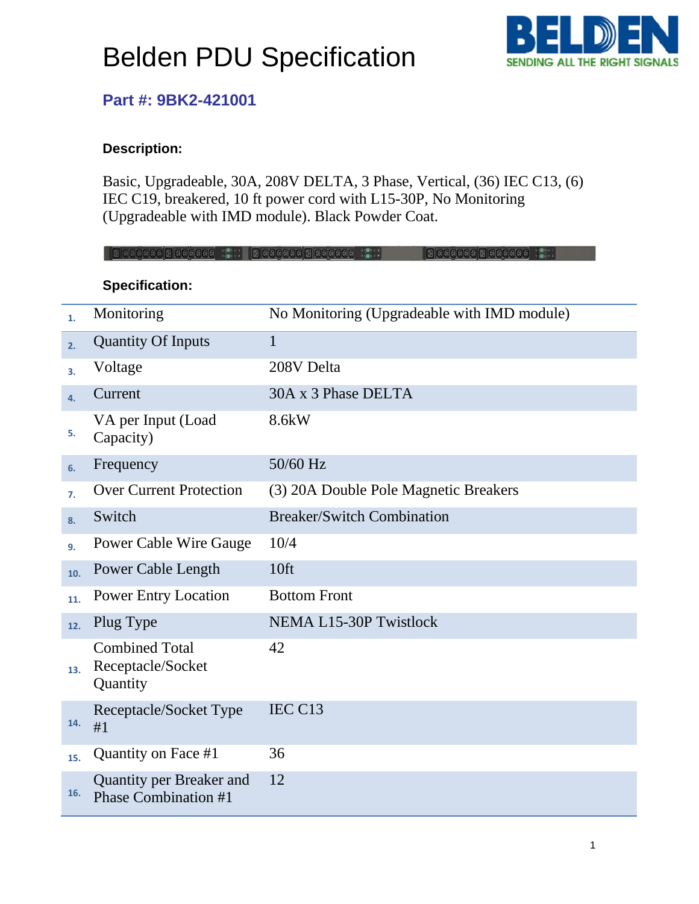# Belden PDU Specification

## Part #: 9BK2-421001

**Description:**

Basic, Upgradeable, 30A, 208V DELTA, 3 Phase, Vertical, (36) IEC C13, (6) IEC C19, breakered, 10 ft power cord with L15-30P, No Monitoring (Upgradeable with IMD module). Black Powder Coat.

**Specification:**

| | | |
|---|---|---|
| 1. | Monitoring | No Monitoring (Upgradeable with IMD module) |
| 2. | Quantity Of Inputs | 1 |
| 3. | Voltage | 208V Delta |
| 4. | Current | 30A x 3 Phase DELTA |
| 5. | VA per Input (Load Capacity) | 8.6kW |
| 6. | Frequency | 50/60 Hz |
| 7. | Over Current Protection | (3) 20A Double Pole Magnetic Breakers |
| 8. | Switch | Breaker/Switch Combination |
| 9. | Power Cable Wire Gauge | 10/4 |
| 10. | Power Cable Length | 10ft |
| 11. | Power Entry Location | Bottom Front |
| 12. | Plug Type | NEMA L15-30P Twistlock |
| 13. | Combined Total Receptacle/Socket Quantity | 42 |
| 14. | Receptacle/Socket Type #1 | IEC C13 |
| 15. | Quantity on Face #1 | 36 |
| 16. | Quantity per Breaker and Phase Combination #1 | 12 |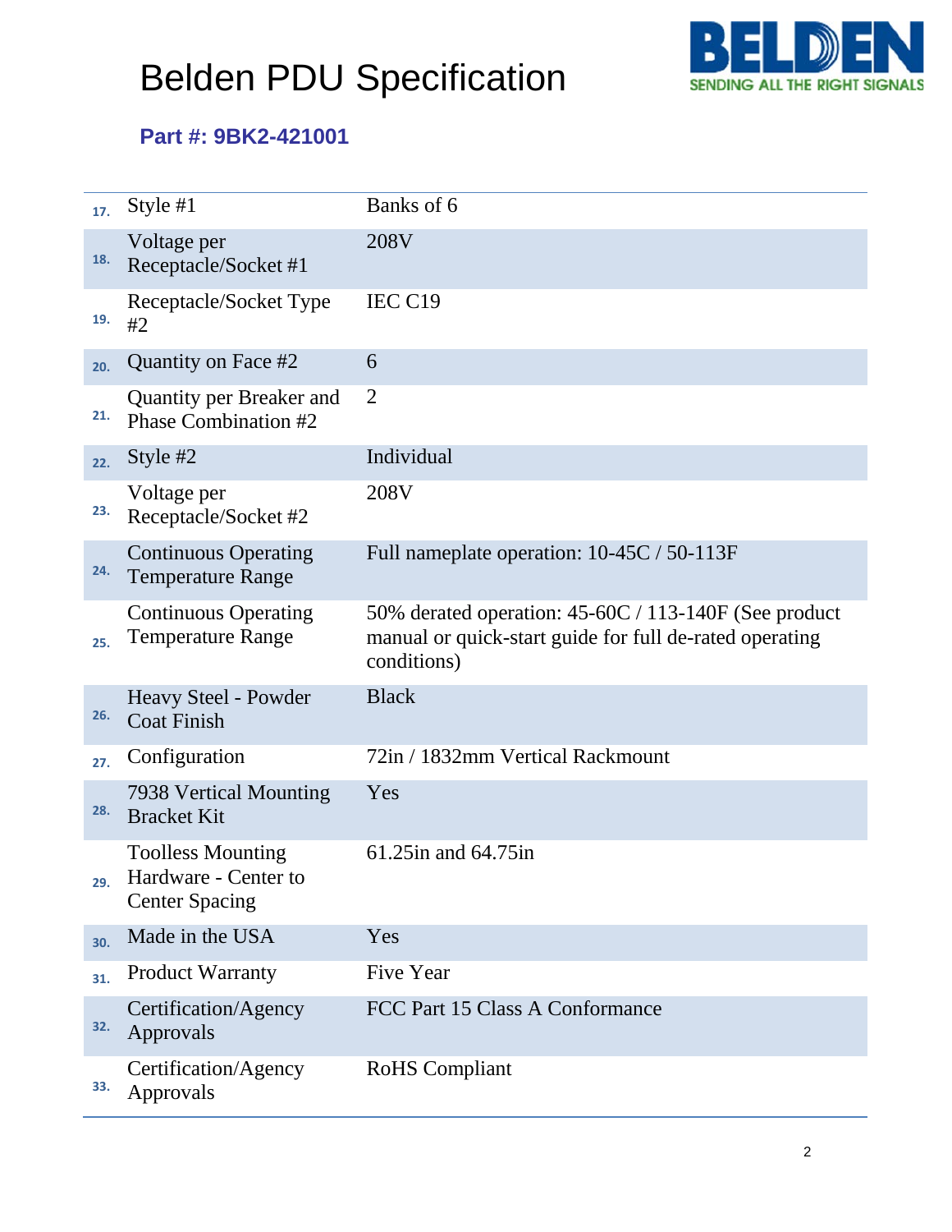# Belden PDU Specification

**Part #: 9BK2-421001**

| | | |
|---|---|---|
| 17. | Style #1 | Banks of 6 |
| 18. | Voltage per Receptacle/Socket #1 | 208V |
| 19. | Receptacle/Socket Type #2 | IEC C19 |
| 20. | Quantity on Face #2 | 6 |
| 21. | Quantity per Breaker and Phase Combination #2 | 2 |
| 22. | Style #2 | Individual |
| 23. | Voltage per Receptacle/Socket #2 | 208V |
| 24. | Continuous Operating Temperature Range | Full nameplate operation: 10-45C / 50-113F |
| 25. | Continuous Operating Temperature Range | 50% derated operation: 45-60C / 113-140F (See product manual or quick-start guide for full de-rated operating conditions) |
| 26. | Heavy Steel - Powder Coat Finish | Black |
| 27. | Configuration | 72in / 1832mm Vertical Rackmount |
| 28. | 7938 Vertical Mounting Bracket Kit | Yes |
| 29. | Toolless Mounting Hardware - Center to Center Spacing | 61.25in and 64.75in |
| 30. | Made in the USA | Yes |
| 31. | Product Warranty | Five Year |
| 32. | Certification/Agency Approvals | FCC Part 15 Class A Conformance |
| 33. | Certification/Agency Approvals | RoHS Compliant |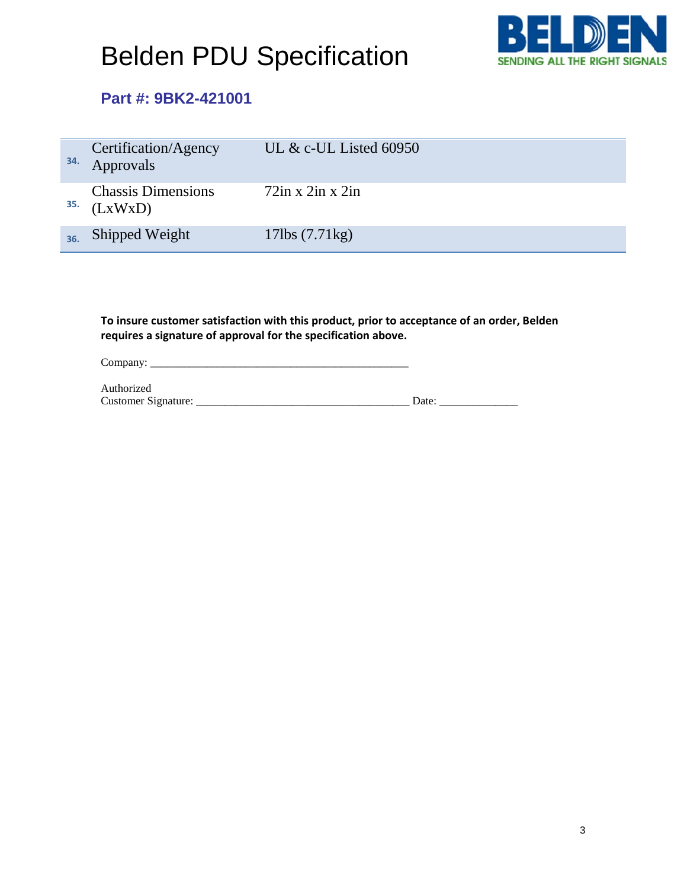# Belden PDU Specification

## Part #: 9BK2-421001

| | | |
|---|---|---|
| 34. | Certification/Agency Approvals | UL & c-UL Listed 60950 |
| 35. | Chassis Dimensions (LxWxD) | 72in x 2in x 2in |
| 36. | Shipped Weight | 17lbs (7.71kg) |

**To insure customer satisfaction with this product, prior to acceptance of an order, Belden requires a signature of approval for the specification above.**

Company: _______________________________________________

Authorized
Customer Signature: _______________________________________ Date: ______________